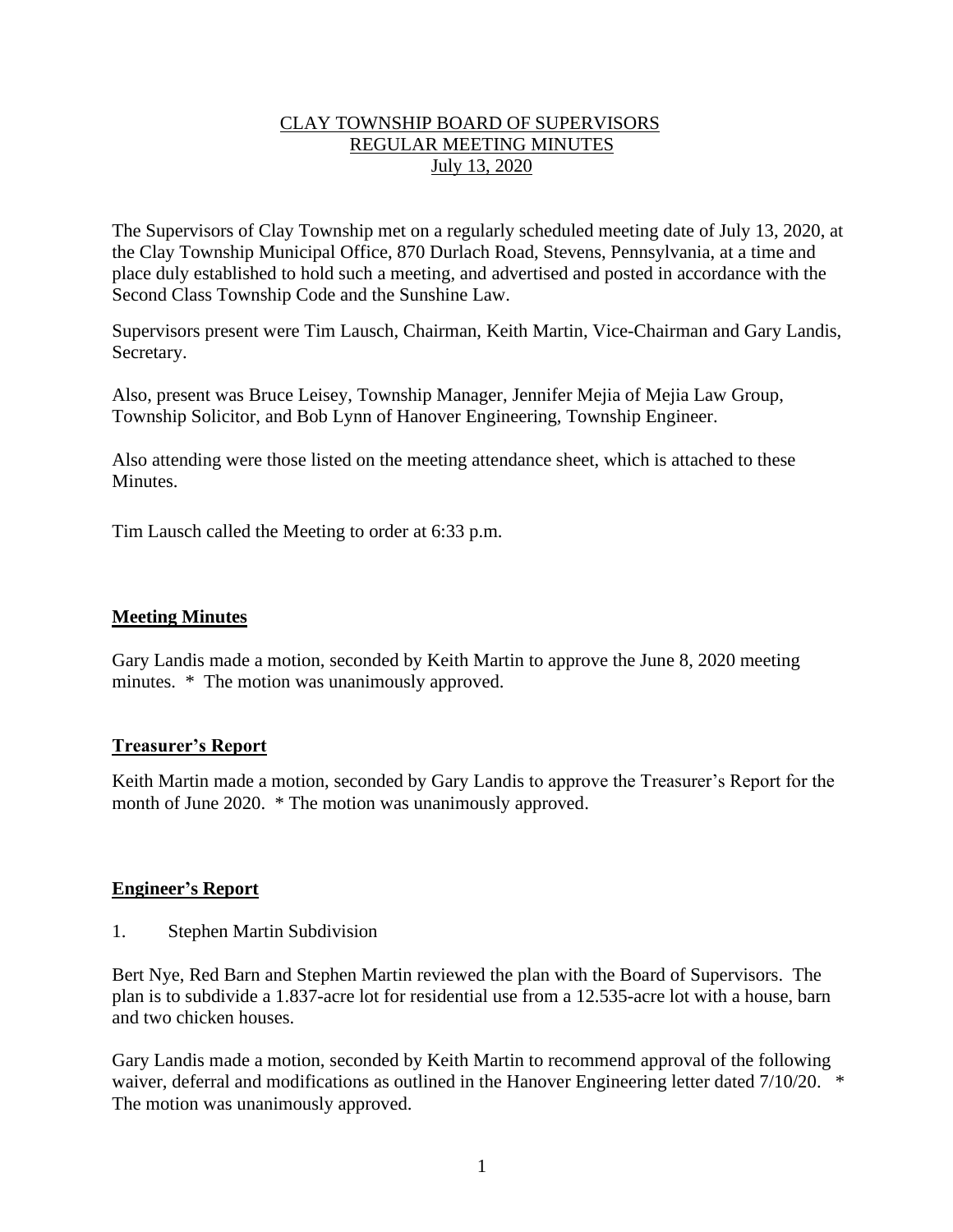CLAY TOWNSHIP BOARD OF SUPERVISORS
REGULAR MEETING MINUTES
July 13, 2020

The Supervisors of Clay Township met on a regularly scheduled meeting date of July 13, 2020, at the Clay Township Municipal Office, 870 Durlach Road, Stevens, Pennsylvania, at a time and place duly established to hold such a meeting, and advertised and posted in accordance with the Second Class Township Code and the Sunshine Law.

Supervisors present were Tim Lausch, Chairman, Keith Martin, Vice-Chairman and Gary Landis, Secretary.

Also, present was Bruce Leisey, Township Manager, Jennifer Mejia of Mejia Law Group, Township Solicitor, and Bob Lynn of Hanover Engineering, Township Engineer.

Also attending were those listed on the meeting attendance sheet, which is attached to these Minutes.

Tim Lausch called the Meeting to order at 6:33 p.m.

## Meeting Minutes

Gary Landis made a motion, seconded by Keith Martin to approve the June 8, 2020 meeting minutes. * The motion was unanimously approved.

## Treasurer's Report

Keith Martin made a motion, seconded by Gary Landis to approve the Treasurer's Report for the month of June 2020. * The motion was unanimously approved.

## Engineer's Report

1. Stephen Martin Subdivision

Bert Nye, Red Barn and Stephen Martin reviewed the plan with the Board of Supervisors. The plan is to subdivide a 1.837-acre lot for residential use from a 12.535-acre lot with a house, barn and two chicken houses.

Gary Landis made a motion, seconded by Keith Martin to recommend approval of the following waiver, deferral and modifications as outlined in the Hanover Engineering letter dated 7/10/20. * The motion was unanimously approved.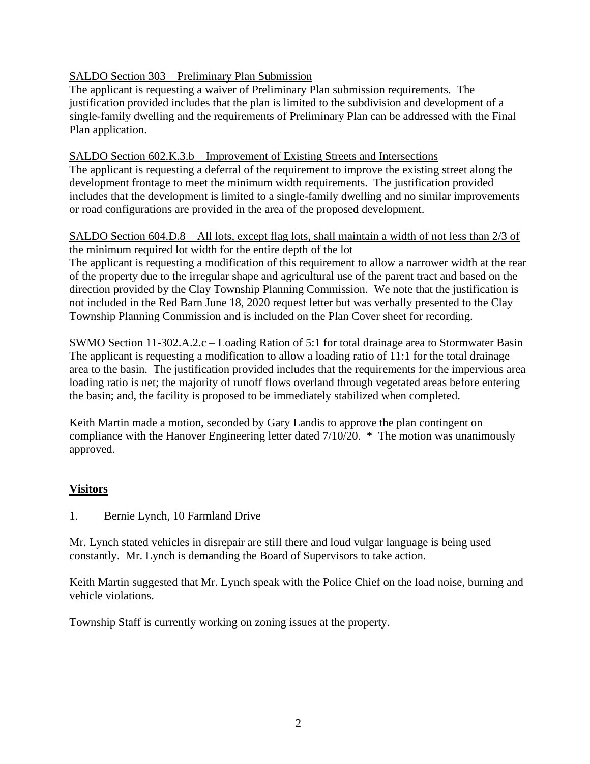SALDO Section 303 – Preliminary Plan Submission

The applicant is requesting a waiver of Preliminary Plan submission requirements. The justification provided includes that the plan is limited to the subdivision and development of a single-family dwelling and the requirements of Preliminary Plan can be addressed with the Final Plan application.

SALDO Section 602.K.3.b – Improvement of Existing Streets and Intersections

The applicant is requesting a deferral of the requirement to improve the existing street along the development frontage to meet the minimum width requirements. The justification provided includes that the development is limited to a single-family dwelling and no similar improvements or road configurations are provided in the area of the proposed development.

SALDO Section 604.D.8 – All lots, except flag lots, shall maintain a width of not less than 2/3 of the minimum required lot width for the entire depth of the lot

The applicant is requesting a modification of this requirement to allow a narrower width at the rear of the property due to the irregular shape and agricultural use of the parent tract and based on the direction provided by the Clay Township Planning Commission. We note that the justification is not included in the Red Barn June 18, 2020 request letter but was verbally presented to the Clay Township Planning Commission and is included on the Plan Cover sheet for recording.

SWMO Section 11-302.A.2.c – Loading Ration of 5:1 for total drainage area to Stormwater Basin

The applicant is requesting a modification to allow a loading ratio of 11:1 for the total drainage area to the basin. The justification provided includes that the requirements for the impervious area loading ratio is net; the majority of runoff flows overland through vegetated areas before entering the basin; and, the facility is proposed to be immediately stabilized when completed.

Keith Martin made a motion, seconded by Gary Landis to approve the plan contingent on compliance with the Hanover Engineering letter dated 7/10/20. * The motion was unanimously approved.

## Visitors

1. Bernie Lynch, 10 Farmland Drive

Mr. Lynch stated vehicles in disrepair are still there and loud vulgar language is being used constantly. Mr. Lynch is demanding the Board of Supervisors to take action.

Keith Martin suggested that Mr. Lynch speak with the Police Chief on the load noise, burning and vehicle violations.

Township Staff is currently working on zoning issues at the property.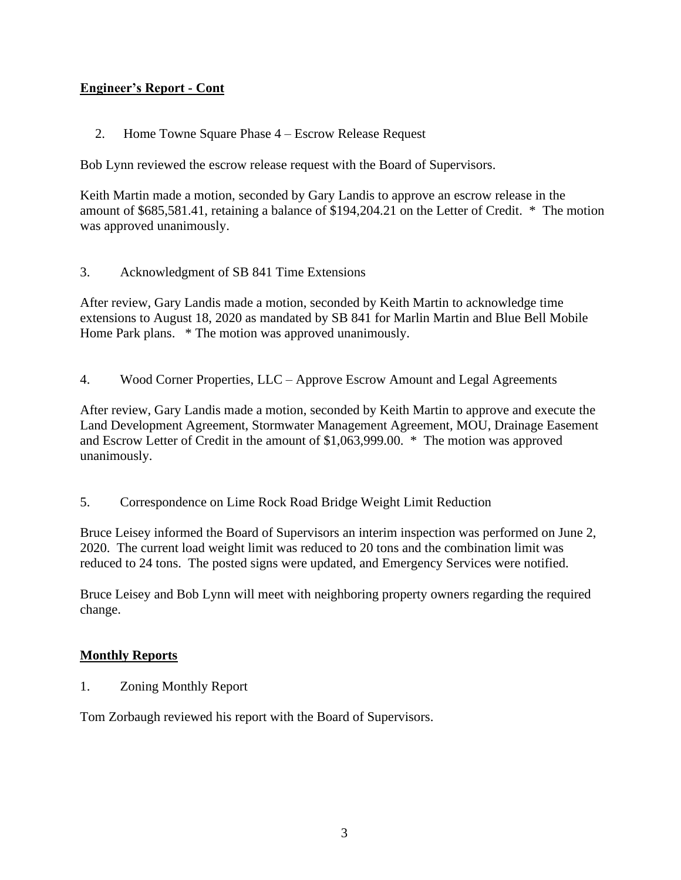**Engineer's Report - Cont**

2. Home Towne Square Phase 4 – Escrow Release Request

Bob Lynn reviewed the escrow release request with the Board of Supervisors.

Keith Martin made a motion, seconded by Gary Landis to approve an escrow release in the amount of $685,581.41, retaining a balance of $194,204.21 on the Letter of Credit. * The motion was approved unanimously.

3. Acknowledgment of SB 841 Time Extensions

After review, Gary Landis made a motion, seconded by Keith Martin to acknowledge time extensions to August 18, 2020 as mandated by SB 841 for Marlin Martin and Blue Bell Mobile Home Park plans. * The motion was approved unanimously.

4. Wood Corner Properties, LLC – Approve Escrow Amount and Legal Agreements

After review, Gary Landis made a motion, seconded by Keith Martin to approve and execute the Land Development Agreement, Stormwater Management Agreement, MOU, Drainage Easement and Escrow Letter of Credit in the amount of $1,063,999.00. * The motion was approved unanimously.

5. Correspondence on Lime Rock Road Bridge Weight Limit Reduction

Bruce Leisey informed the Board of Supervisors an interim inspection was performed on June 2, 2020. The current load weight limit was reduced to 20 tons and the combination limit was reduced to 24 tons. The posted signs were updated, and Emergency Services were notified.

Bruce Leisey and Bob Lynn will meet with neighboring property owners regarding the required change.

**Monthly Reports**

1. Zoning Monthly Report

Tom Zorbaugh reviewed his report with the Board of Supervisors.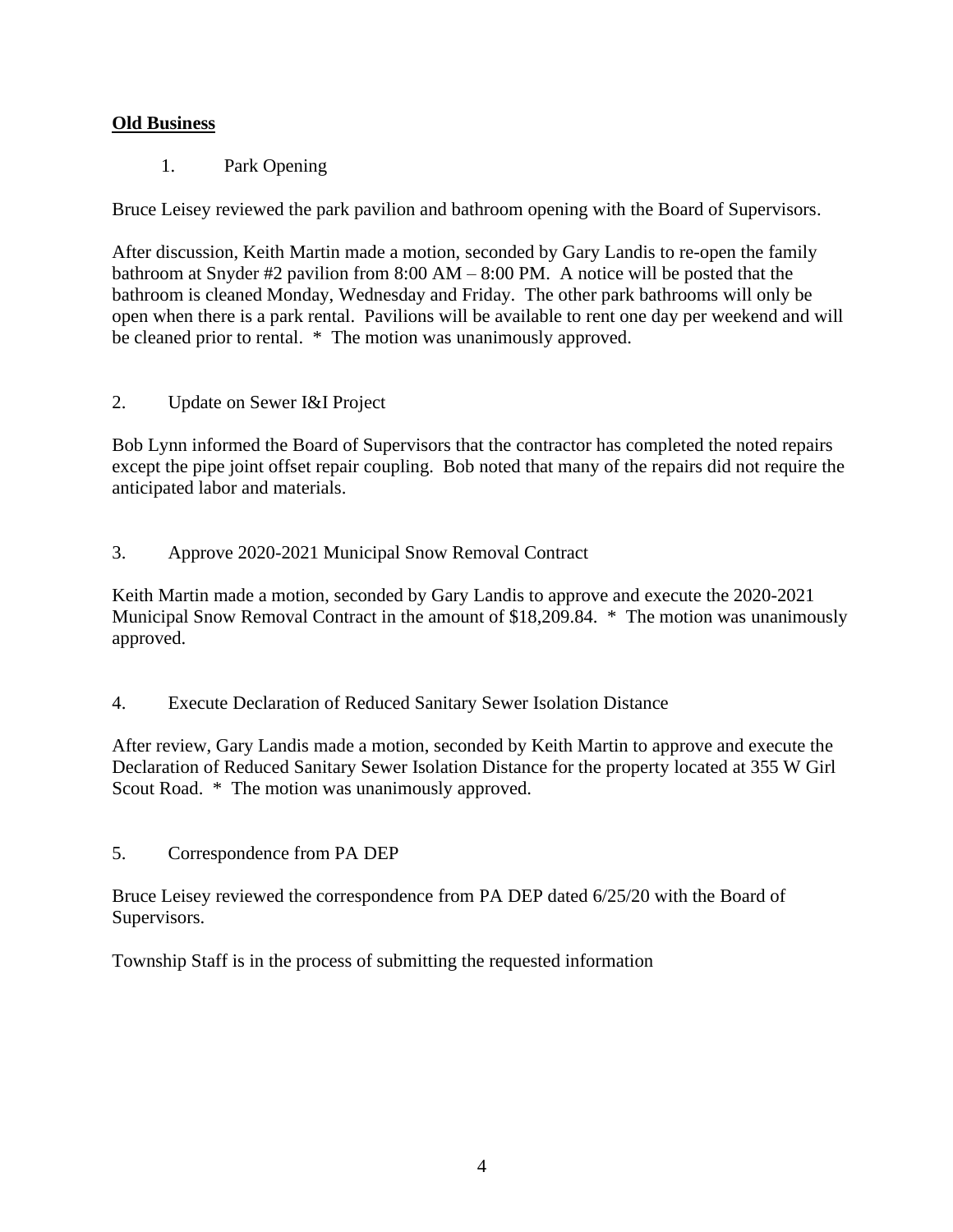**Old Business**

1. Park Opening

Bruce Leisey reviewed the park pavilion and bathroom opening with the Board of Supervisors.

After discussion, Keith Martin made a motion, seconded by Gary Landis to re-open the family bathroom at Snyder #2 pavilion from 8:00 AM – 8:00 PM. A notice will be posted that the bathroom is cleaned Monday, Wednesday and Friday. The other park bathrooms will only be open when there is a park rental. Pavilions will be available to rent one day per weekend and will be cleaned prior to rental. * The motion was unanimously approved.

2. Update on Sewer I&I Project

Bob Lynn informed the Board of Supervisors that the contractor has completed the noted repairs except the pipe joint offset repair coupling. Bob noted that many of the repairs did not require the anticipated labor and materials.

3. Approve 2020-2021 Municipal Snow Removal Contract

Keith Martin made a motion, seconded by Gary Landis to approve and execute the 2020-2021 Municipal Snow Removal Contract in the amount of $18,209.84. * The motion was unanimously approved.

4. Execute Declaration of Reduced Sanitary Sewer Isolation Distance

After review, Gary Landis made a motion, seconded by Keith Martin to approve and execute the Declaration of Reduced Sanitary Sewer Isolation Distance for the property located at 355 W Girl Scout Road. * The motion was unanimously approved.

5. Correspondence from PA DEP

Bruce Leisey reviewed the correspondence from PA DEP dated 6/25/20 with the Board of Supervisors.

Township Staff is in the process of submitting the requested information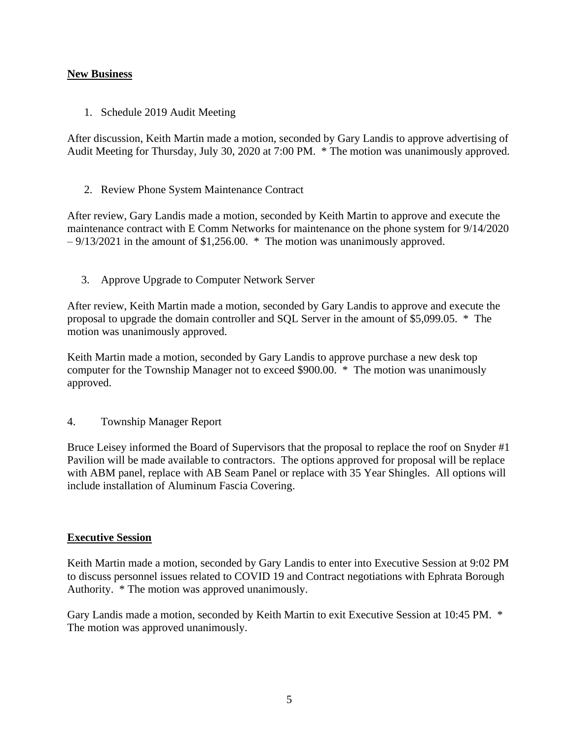## New Business

1. Schedule 2019 Audit Meeting

After discussion, Keith Martin made a motion, seconded by Gary Landis to approve advertising of Audit Meeting for Thursday, July 30, 2020 at 7:00 PM. * The motion was unanimously approved.

2. Review Phone System Maintenance Contract

After review, Gary Landis made a motion, seconded by Keith Martin to approve and execute the maintenance contract with E Comm Networks for maintenance on the phone system for 9/14/2020 – 9/13/2021 in the amount of $1,256.00. * The motion was unanimously approved.

3. Approve Upgrade to Computer Network Server

After review, Keith Martin made a motion, seconded by Gary Landis to approve and execute the proposal to upgrade the domain controller and SQL Server in the amount of $5,099.05. * The motion was unanimously approved.

Keith Martin made a motion, seconded by Gary Landis to approve purchase a new desk top computer for the Township Manager not to exceed $900.00. * The motion was unanimously approved.

4. Township Manager Report

Bruce Leisey informed the Board of Supervisors that the proposal to replace the roof on Snyder #1 Pavilion will be made available to contractors. The options approved for proposal will be replace with ABM panel, replace with AB Seam Panel or replace with 35 Year Shingles. All options will include installation of Aluminum Fascia Covering.

## Executive Session

Keith Martin made a motion, seconded by Gary Landis to enter into Executive Session at 9:02 PM to discuss personnel issues related to COVID 19 and Contract negotiations with Ephrata Borough Authority. * The motion was approved unanimously.

Gary Landis made a motion, seconded by Keith Martin to exit Executive Session at 10:45 PM. * The motion was approved unanimously.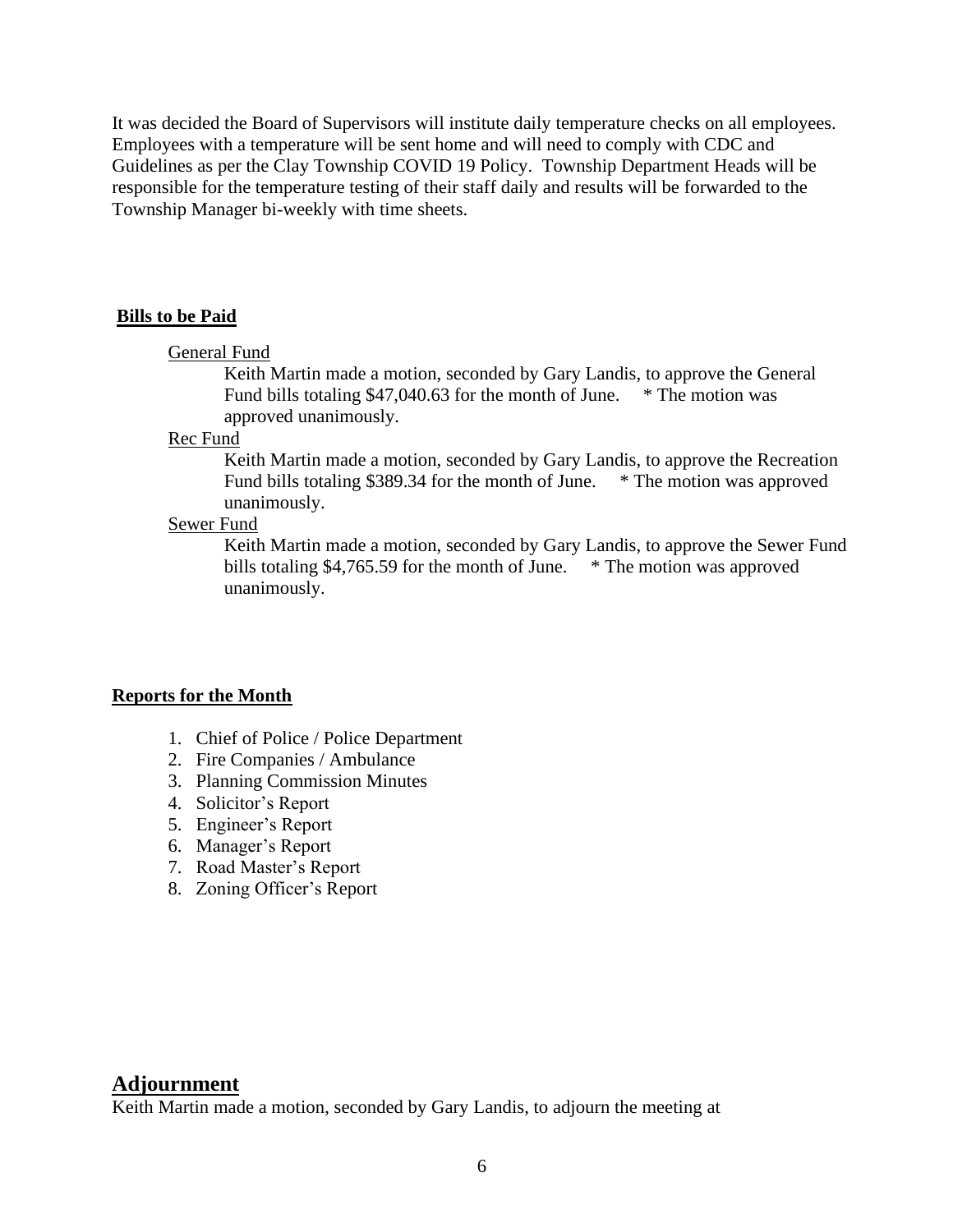It was decided the Board of Supervisors will institute daily temperature checks on all employees. Employees with a temperature will be sent home and will need to comply with CDC and Guidelines as per the Clay Township COVID 19 Policy. Township Department Heads will be responsible for the temperature testing of their staff daily and results will be forwarded to the Township Manager bi-weekly with time sheets.

**Bills to be Paid**

General Fund

Keith Martin made a motion, seconded by Gary Landis, to approve the General Fund bills totaling $47,040.63 for the month of June. * The motion was approved unanimously.

Rec Fund

Keith Martin made a motion, seconded by Gary Landis, to approve the Recreation Fund bills totaling $389.34 for the month of June. * The motion was approved unanimously.

Sewer Fund

Keith Martin made a motion, seconded by Gary Landis, to approve the Sewer Fund bills totaling $4,765.59 for the month of June. * The motion was approved unanimously.

**Reports for the Month**

1. Chief of Police / Police Department
2. Fire Companies / Ambulance
3. Planning Commission Minutes
4. Solicitor's Report
5. Engineer's Report
6. Manager's Report
7. Road Master's Report
8. Zoning Officer's Report

## Adjournment

Keith Martin made a motion, seconded by Gary Landis, to adjourn the meeting at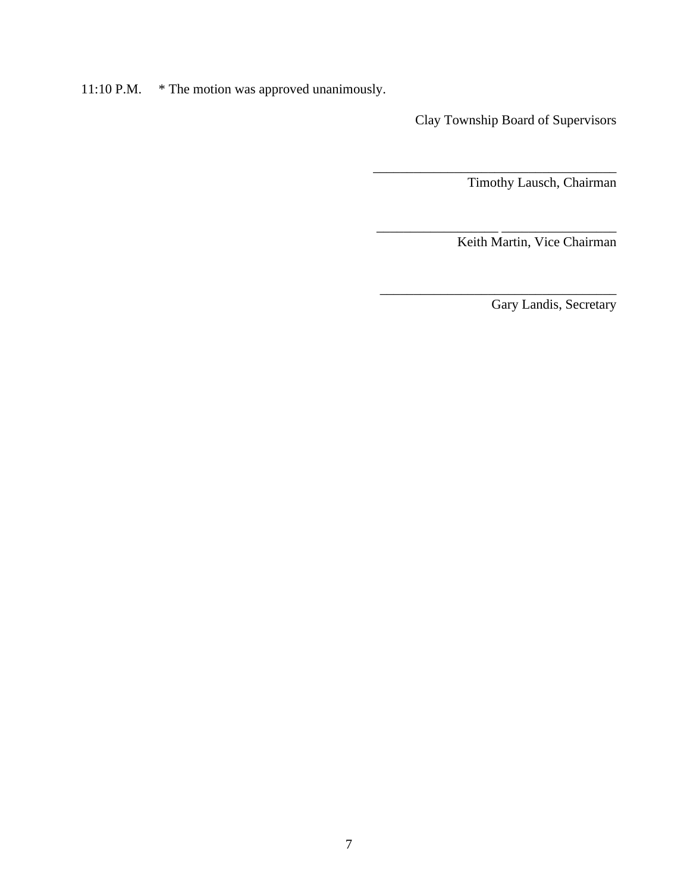11:10 P.M. * The motion was approved unanimously.

Clay Township Board of Supervisors

\_\_\_\_\_\_\_\_\_\_\_\_\_\_\_\_\_\_\_\_\_\_\_\_\_\_\_\_\_\_\_\_\_\_\_\_
Timothy Lausch, Chairman

\_\_\_\_\_\_\_\_\_\_\_\_\_\_\_\_\_\_ \_\_\_\_\_\_\_\_\_\_\_\_\_\_\_\_\_
Keith Martin, Vice Chairman

\_\_\_\_\_\_\_\_\_\_\_\_\_\_\_\_\_\_\_\_\_\_\_\_\_\_\_\_\_\_\_\_\_\_\_\_
Gary Landis, Secretary